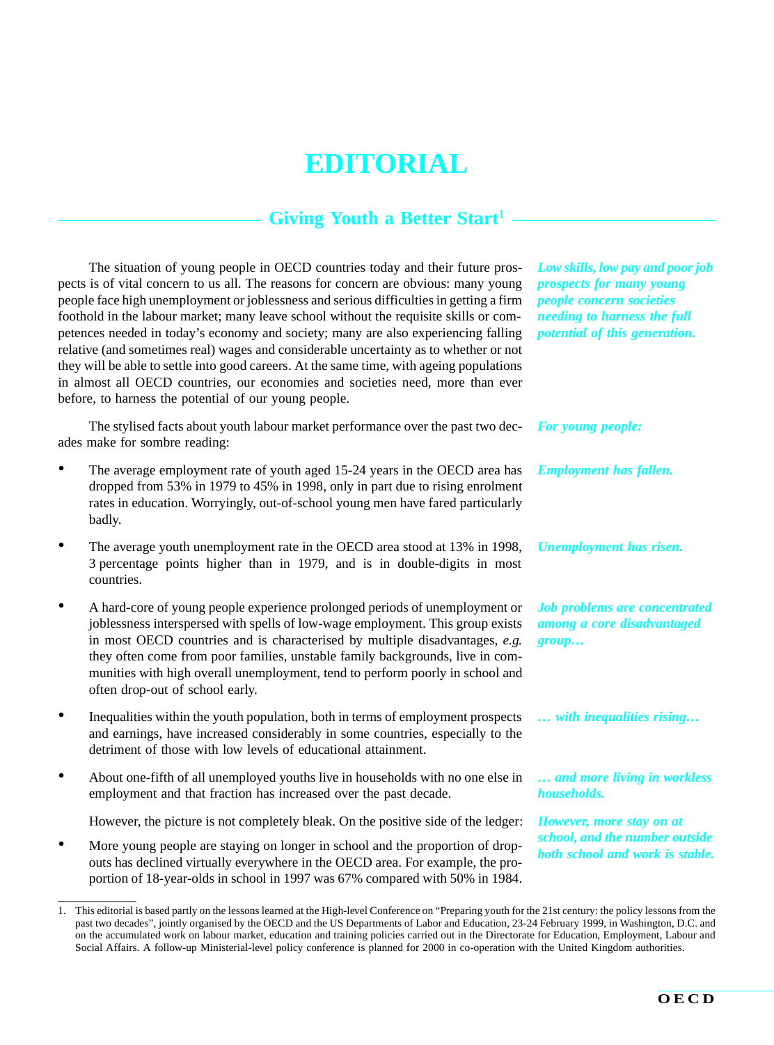# EDITORIAL

## Giving Youth a Better Start[1]

*Low skills, low pay and poor job prospects for many young people concern societies needing to harness the full potential of this generation.*

The situation of young people in OECD countries today and their future prospects is of vital concern to us all. The reasons for concern are obvious: many young people face high unemployment or joblessness and serious difficulties in getting a firm foothold in the labour market; many leave school without the requisite skills or competences needed in today's economy and society; many are also experiencing falling relative (and sometimes real) wages and considerable uncertainty as to whether or not they will be able to settle into good careers. At the same time, with ageing populations in almost all OECD countries, our economies and societies need, more than ever before, to harness the potential of our young people.

*For young people:*

The stylised facts about youth labour market performance over the past two decades make for sombre reading:

*Employment has fallen.*

- The average employment rate of youth aged 15-24 years in the OECD area has dropped from 53% in 1979 to 45% in 1998, only in part due to rising enrolment rates in education. Worryingly, out-of-school young men have fared particularly badly.

*Unemployment has risen.*

- The average youth unemployment rate in the OECD area stood at 13% in 1998, 3 percentage points higher than in 1979, and is in double-digits in most countries.

*Job problems are concentrated among a core disadvantaged group…*

- A hard-core of young people experience prolonged periods of unemployment or joblessness interspersed with spells of low-wage employment. This group exists in most OECD countries and is characterised by multiple disadvantages, *e.g.* they often come from poor families, unstable family backgrounds, live in communities with high overall unemployment, tend to perform poorly in school and often drop-out of school early.

*… with inequalities rising…*

- Inequalities within the youth population, both in terms of employment prospects and earnings, have increased considerably in some countries, especially to the detriment of those with low levels of educational attainment.

*… and more living in workless households.*

- About one-fifth of all unemployed youths live in households with no one else in employment and that fraction has increased over the past decade.

*However, more stay on at school, and the number outside both school and work is stable.*

However, the picture is not completely bleak. On the positive side of the ledger:

- More young people are staying on longer in school and the proportion of drop-outs has declined virtually everywhere in the OECD area. For example, the proportion of 18-year-olds in school in 1997 was 67% compared with 50% in 1984.

---

1. This editorial is based partly on the lessons learned at the High-level Conference on "Preparing youth for the 21st century: the policy lessons from the past two decades", jointly organised by the OECD and the US Departments of Labor and Education, 23-24 February 1999, in Washington, D.C. and on the accumulated work on labour market, education and training policies carried out in the Directorate for Education, Employment, Labour and Social Affairs. A follow-up Ministerial-level policy conference is planned for 2000 in co-operation with the United Kingdom authorities.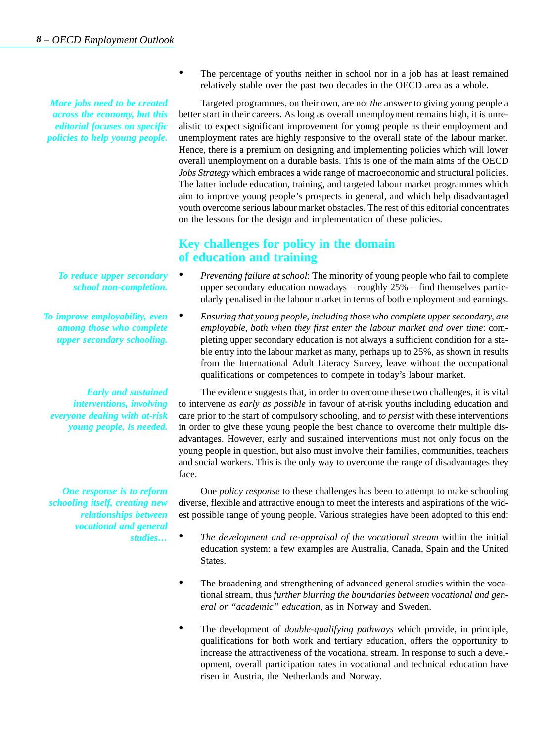- The percentage of youths neither in school nor in a job has at least remained relatively stable over the past two decades in the OECD area as a whole.

*More jobs need to be created across the economy, but this editorial focuses on specific policies to help young people.*

Targeted programmes, on their own, are not *the* answer to giving young people a better start in their careers. As long as overall unemployment remains high, it is unrealistic to expect significant improvement for young people as their employment and unemployment rates are highly responsive to the overall state of the labour market. Hence, there is a premium on designing and implementing policies which will lower overall unemployment on a durable basis. This is one of the main aims of the OECD *Jobs Strategy* which embraces a wide range of macroeconomic and structural policies. The latter include education, training, and targeted labour market programmes which aim to improve young people's prospects in general, and which help disadvantaged youth overcome serious labour market obstacles. The rest of this editorial concentrates on the lessons for the design and implementation of these policies.

## Key challenges for policy in the domain of education and training

*To reduce upper secondary school non-completion.*

- *Preventing failure at school*: The minority of young people who fail to complete upper secondary education nowadays – roughly 25% – find themselves particularly penalised in the labour market in terms of both employment and earnings.

*To improve employability, even among those who complete upper secondary schooling.*

- *Ensuring that young people, including those who complete upper secondary, are employable, both when they first enter the labour market and over time*: completing upper secondary education is not always a sufficient condition for a stable entry into the labour market as many, perhaps up to 25%, as shown in results from the International Adult Literacy Survey, leave without the occupational qualifications or competences to compete in today's labour market.

*Early and sustained interventions, involving everyone dealing with at-risk young people, is needed.*

The evidence suggests that, in order to overcome these two challenges, it is vital to intervene *as early as possible* in favour of at-risk youths including education and care prior to the start of compulsory schooling, and *to persist* with these interventions in order to give these young people the best chance to overcome their multiple disadvantages. However, early and sustained interventions must not only focus on the young people in question, but also must involve their families, communities, teachers and social workers. This is the only way to overcome the range of disadvantages they face.

*One response is to reform schooling itself, creating new relationships between vocational and general studies…*

One *policy response* to these challenges has been to attempt to make schooling diverse, flexible and attractive enough to meet the interests and aspirations of the widest possible range of young people. Various strategies have been adopted to this end:

- *The development and re-appraisal of the vocational stream* within the initial education system: a few examples are Australia, Canada, Spain and the United States.

- The broadening and strengthening of advanced general studies within the vocational stream, thus *further blurring the boundaries between vocational and general or "academic" education,* as in Norway and Sweden.

- The development of *double-qualifying pathways* which provide, in principle, qualifications for both work and tertiary education, offers the opportunity to increase the attractiveness of the vocational stream. In response to such a development, overall participation rates in vocational and technical education have risen in Austria, the Netherlands and Norway.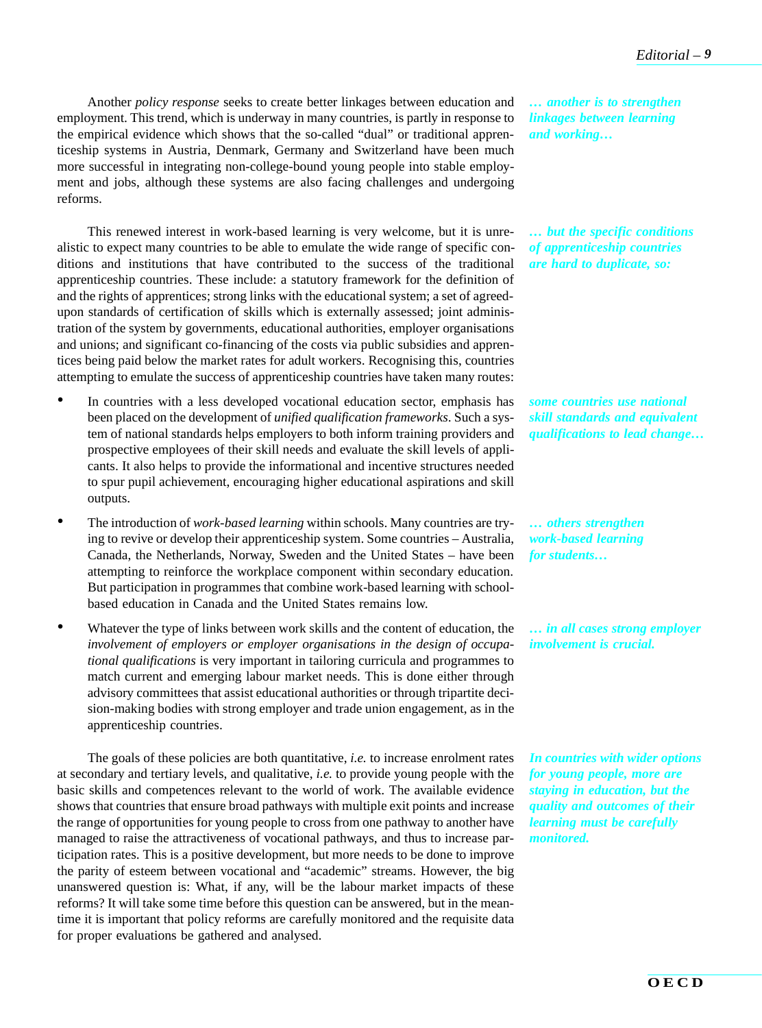Another *policy response* seeks to create better linkages between education and employment. This trend, which is underway in many countries, is partly in response to the empirical evidence which shows that the so-called "dual" or traditional apprenticeship systems in Austria, Denmark, Germany and Switzerland have been much more successful in integrating non-college-bound young people into stable employment and jobs, although these systems are also facing challenges and undergoing reforms.

***… another is to strengthen linkages between learning and working…***

This renewed interest in work-based learning is very welcome, but it is unrealistic to expect many countries to be able to emulate the wide range of specific conditions and institutions that have contributed to the success of the traditional apprenticeship countries. These include: a statutory framework for the definition of and the rights of apprentices; strong links with the educational system; a set of agreed-upon standards of certification of skills which is externally assessed; joint administration of the system by governments, educational authorities, employer organisations and unions; and significant co-financing of the costs via public subsidies and apprentices being paid below the market rates for adult workers. Recognising this, countries attempting to emulate the success of apprenticeship countries have taken many routes:

***… but the specific conditions of apprenticeship countries are hard to duplicate, so:***

- In countries with a less developed vocational education sector, emphasis has been placed on the development of *unified qualification frameworks*. Such a system of national standards helps employers to both inform training providers and prospective employees of their skill needs and evaluate the skill levels of applicants. It also helps to provide the informational and incentive structures needed to spur pupil achievement, encouraging higher educational aspirations and skill outputs.

***some countries use national skill standards and equivalent qualifications to lead change…***

- The introduction of *work-based learning* within schools. Many countries are trying to revive or develop their apprenticeship system. Some countries – Australia, Canada, the Netherlands, Norway, Sweden and the United States – have been attempting to reinforce the workplace component within secondary education. But participation in programmes that combine work-based learning with school-based education in Canada and the United States remains low.

***… others strengthen work-based learning for students…***

- Whatever the type of links between work skills and the content of education, the *involvement of employers or employer organisations in the design of occupational qualifications* is very important in tailoring curricula and programmes to match current and emerging labour market needs. This is done either through advisory committees that assist educational authorities or through tripartite decision-making bodies with strong employer and trade union engagement, as in the apprenticeship countries.

***… in all cases strong employer involvement is crucial.***

The goals of these policies are both quantitative, *i.e.* to increase enrolment rates at secondary and tertiary levels, and qualitative, *i.e.* to provide young people with the basic skills and competences relevant to the world of work. The available evidence shows that countries that ensure broad pathways with multiple exit points and increase the range of opportunities for young people to cross from one pathway to another have managed to raise the attractiveness of vocational pathways, and thus to increase participation rates. This is a positive development, but more needs to be done to improve the parity of esteem between vocational and "academic" streams. However, the big unanswered question is: What, if any, will be the labour market impacts of these reforms? It will take some time before this question can be answered, but in the meantime it is important that policy reforms are carefully monitored and the requisite data for proper evaluations be gathered and analysed.

***In countries with wider options for young people, more are staying in education, but the quality and outcomes of their learning must be carefully monitored.***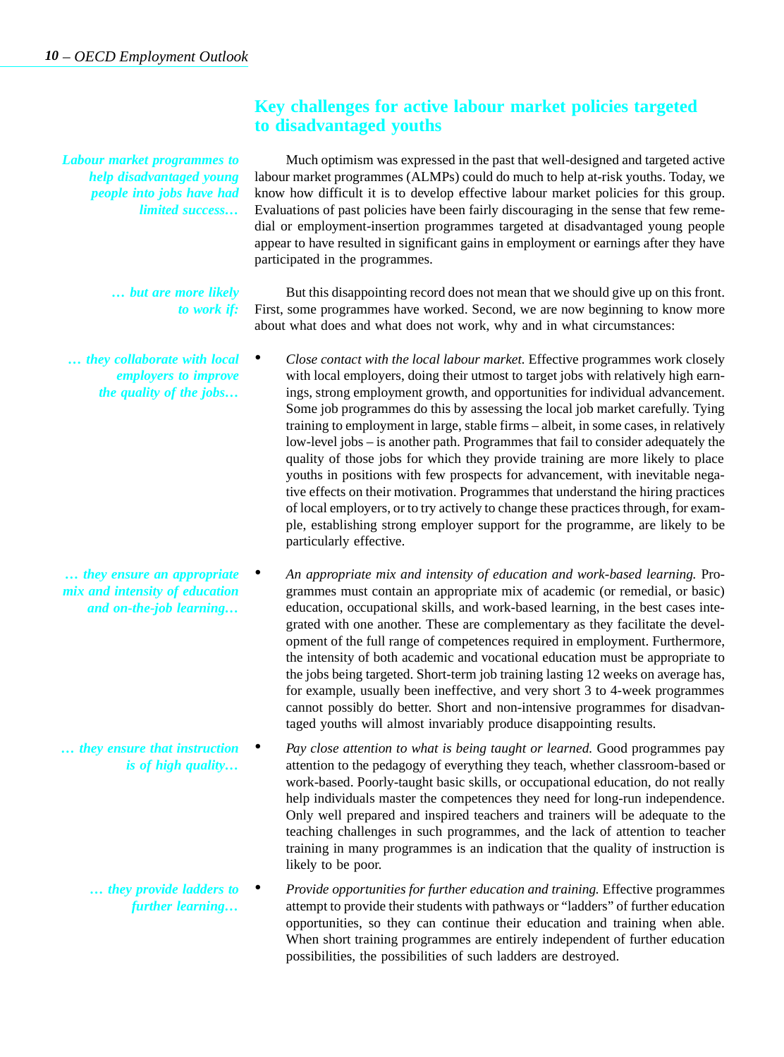## Key challenges for active labour market policies targeted to disadvantaged youths

*Labour market programmes to help disadvantaged young people into jobs have had limited success…*

Much optimism was expressed in the past that well-designed and targeted active labour market programmes (ALMPs) could do much to help at-risk youths. Today, we know how difficult it is to develop effective labour market policies for this group. Evaluations of past policies have been fairly discouraging in the sense that few remedial or employment-insertion programmes targeted at disadvantaged young people appear to have resulted in significant gains in employment or earnings after they have participated in the programmes.

*… but are more likely to work if:*

But this disappointing record does not mean that we should give up on this front. First, some programmes have worked. Second, we are now beginning to know more about what does and what does not work, why and in what circumstances:

*… they collaborate with local employers to improve the quality of the jobs…*

- *Close contact with the local labour market.* Effective programmes work closely with local employers, doing their utmost to target jobs with relatively high earnings, strong employment growth, and opportunities for individual advancement. Some job programmes do this by assessing the local job market carefully. Tying training to employment in large, stable firms – albeit, in some cases, in relatively low-level jobs – is another path. Programmes that fail to consider adequately the quality of those jobs for which they provide training are more likely to place youths in positions with few prospects for advancement, with inevitable negative effects on their motivation. Programmes that understand the hiring practices of local employers, or to try actively to change these practices through, for example, establishing strong employer support for the programme, are likely to be particularly effective.

*… they ensure an appropriate mix and intensity of education and on-the-job learning…*

- *An appropriate mix and intensity of education and work-based learning.* Programmes must contain an appropriate mix of academic (or remedial, or basic) education, occupational skills, and work-based learning, in the best cases integrated with one another. These are complementary as they facilitate the development of the full range of competences required in employment. Furthermore, the intensity of both academic and vocational education must be appropriate to the jobs being targeted. Short-term job training lasting 12 weeks on average has, for example, usually been ineffective, and very short 3 to 4-week programmes cannot possibly do better. Short and non-intensive programmes for disadvantaged youths will almost invariably produce disappointing results.

*… they ensure that instruction is of high quality…*

- *Pay close attention to what is being taught or learned.* Good programmes pay attention to the pedagogy of everything they teach, whether classroom-based or work-based. Poorly-taught basic skills, or occupational education, do not really help individuals master the competences they need for long-run independence. Only well prepared and inspired teachers and trainers will be adequate to the teaching challenges in such programmes, and the lack of attention to teacher training in many programmes is an indication that the quality of instruction is likely to be poor.

*… they provide ladders to further learning…*

- *Provide opportunities for further education and training.* Effective programmes attempt to provide their students with pathways or "ladders" of further education opportunities, so they can continue their education and training when able. When short training programmes are entirely independent of further education possibilities, the possibilities of such ladders are destroyed.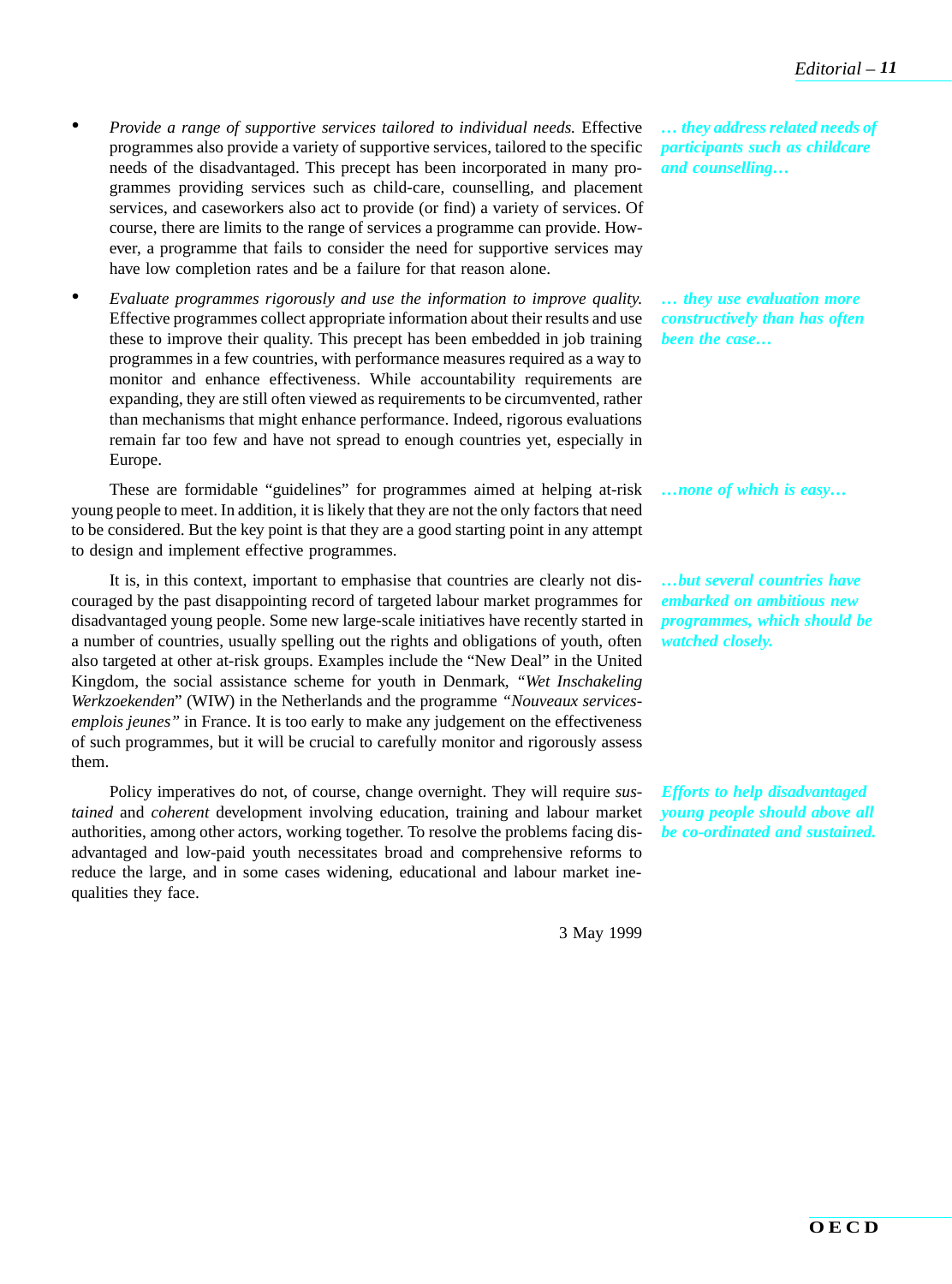- *Provide a range of supportive services tailored to individual needs.* Effective programmes also provide a variety of supportive services, tailored to the specific needs of the disadvantaged. This precept has been incorporated in many programmes providing services such as child-care, counselling, and placement services, and caseworkers also act to provide (or find) a variety of services. Of course, there are limits to the range of services a programme can provide. However, a programme that fails to consider the need for supportive services may have low completion rates and be a failure for that reason alone.

*… they address related needs of participants such as childcare and counselling…*

- *Evaluate programmes rigorously and use the information to improve quality.* Effective programmes collect appropriate information about their results and use these to improve their quality. This precept has been embedded in job training programmes in a few countries, with performance measures required as a way to monitor and enhance effectiveness. While accountability requirements are expanding, they are still often viewed as requirements to be circumvented, rather than mechanisms that might enhance performance. Indeed, rigorous evaluations remain far too few and have not spread to enough countries yet, especially in Europe.

*… they use evaluation more constructively than has often been the case…*

These are formidable "guidelines" for programmes aimed at helping at-risk young people to meet. In addition, it is likely that they are not the only factors that need to be considered. But the key point is that they are a good starting point in any attempt to design and implement effective programmes.

*…none of which is easy…*

It is, in this context, important to emphasise that countries are clearly not discouraged by the past disappointing record of targeted labour market programmes for disadvantaged young people. Some new large-scale initiatives have recently started in a number of countries, usually spelling out the rights and obligations of youth, often also targeted at other at-risk groups. Examples include the "New Deal" in the United Kingdom, the social assistance scheme for youth in Denmark, "*Wet Inschakeling Werkzoekenden*" (WIW) in the Netherlands and the programme *"Nouveaux services-emplois jeunes"* in France. It is too early to make any judgement on the effectiveness of such programmes, but it will be crucial to carefully monitor and rigorously assess them.

*…but several countries have embarked on ambitious new programmes, which should be watched closely.*

Policy imperatives do not, of course, change overnight. They will require *sustained* and *coherent* development involving education, training and labour market authorities, among other actors, working together. To resolve the problems facing disadvantaged and low-paid youth necessitates broad and comprehensive reforms to reduce the large, and in some cases widening, educational and labour market inequalities they face.

*Efforts to help disadvantaged young people should above all be co-ordinated and sustained.*

3 May 1999